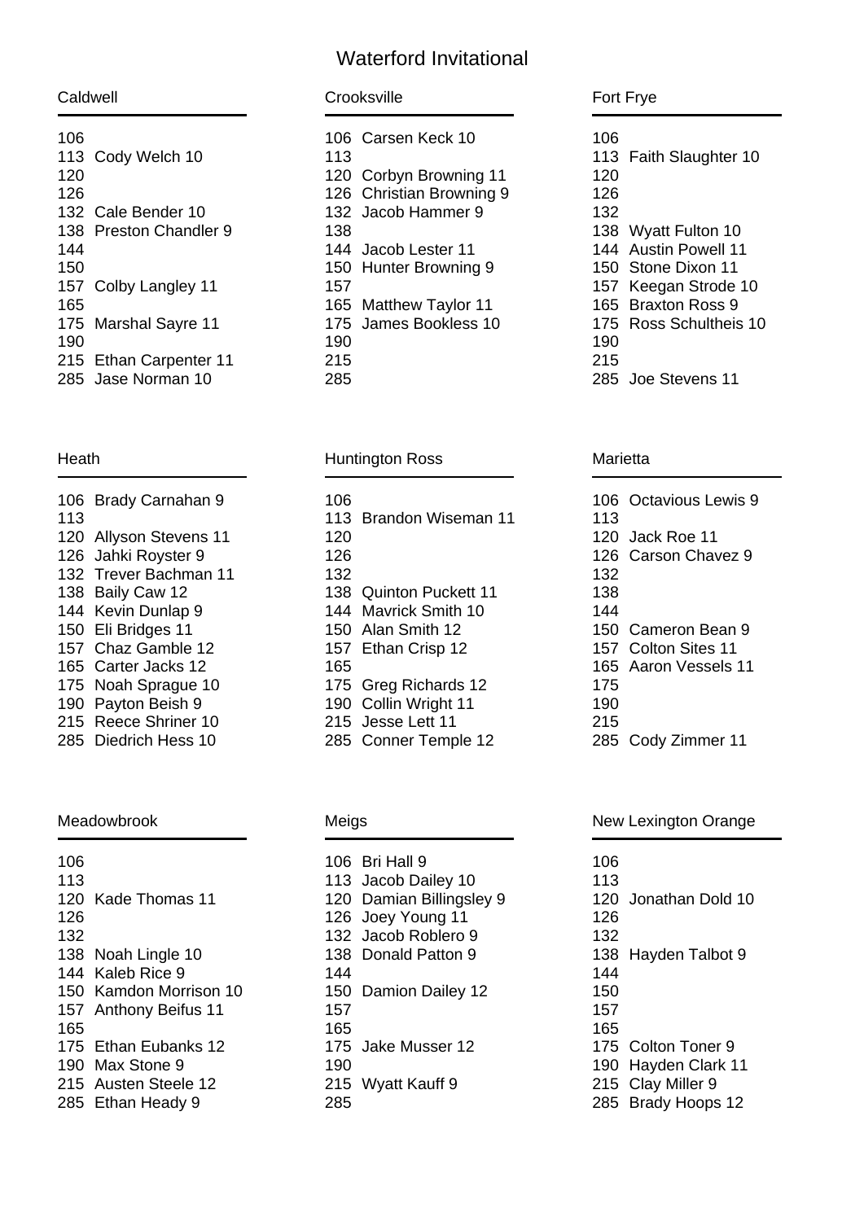# Waterford Invitational

## Caldwell

| Weight | Wrestler |
|---|---|
| 106 | |
| 113 | Cody Welch 10 |
| 120 | |
| 126 | |
| 132 | Cale Bender 10 |
| 138 | Preston Chandler 9 |
| 144 | |
| 150 | |
| 157 | Colby Langley 11 |
| 165 | |
| 175 | Marshal Sayre 11 |
| 190 | |
| 215 | Ethan Carpenter 11 |
| 285 | Jase Norman 10 |

## Crooksville

| Weight | Wrestler |
|---|---|
| 106 | Carsen Keck 10 |
| 113 | |
| 120 | Corbyn Browning 11 |
| 126 | Christian Browning 9 |
| 132 | Jacob Hammer 9 |
| 138 | |
| 144 | Jacob Lester 11 |
| 150 | Hunter Browning 9 |
| 157 | |
| 165 | Matthew Taylor 11 |
| 175 | James Bookless 10 |
| 190 | |
| 215 | |
| 285 | |

## Fort Frye

| Weight | Wrestler |
|---|---|
| 106 | |
| 113 | Faith Slaughter 10 |
| 120 | |
| 126 | |
| 132 | |
| 138 | Wyatt Fulton 10 |
| 144 | Austin Powell 11 |
| 150 | Stone Dixon 11 |
| 157 | Keegan Strode 10 |
| 165 | Braxton Ross 9 |
| 175 | Ross Schultheis 10 |
| 190 | |
| 215 | |
| 285 | Joe Stevens 11 |

## Heath

| Weight | Wrestler |
|---|---|
| 106 | Brady Carnahan 9 |
| 113 | |
| 120 | Allyson Stevens 11 |
| 126 | Jahki Royster 9 |
| 132 | Trever Bachman 11 |
| 138 | Baily Caw 12 |
| 144 | Kevin Dunlap 9 |
| 150 | Eli Bridges 11 |
| 157 | Chaz Gamble 12 |
| 165 | Carter Jacks 12 |
| 175 | Noah Sprague 10 |
| 190 | Payton Beish 9 |
| 215 | Reece Shriner 10 |
| 285 | Diedrich Hess 10 |

## Huntington Ross

| Weight | Wrestler |
|---|---|
| 106 | |
| 113 | Brandon Wiseman 11 |
| 120 | |
| 126 | |
| 132 | |
| 138 | Quinton Puckett 11 |
| 144 | Mavrick Smith 10 |
| 150 | Alan Smith 12 |
| 157 | Ethan Crisp 12 |
| 165 | |
| 175 | Greg Richards 12 |
| 190 | Collin Wright 11 |
| 215 | Jesse Lett 11 |
| 285 | Conner Temple 12 |

## Marietta

| Weight | Wrestler |
|---|---|
| 106 | Octavious Lewis 9 |
| 113 | |
| 120 | Jack Roe 11 |
| 126 | Carson Chavez 9 |
| 132 | |
| 138 | |
| 144 | |
| 150 | Cameron Bean 9 |
| 157 | Colton Sites 11 |
| 165 | Aaron Vessels 11 |
| 175 | |
| 190 | |
| 215 | |
| 285 | Cody Zimmer 11 |

## Meadowbrook

| Weight | Wrestler |
|---|---|
| 106 | |
| 113 | |
| 120 | Kade Thomas 11 |
| 126 | |
| 132 | |
| 138 | Noah Lingle 10 |
| 144 | Kaleb Rice 9 |
| 150 | Kamdon Morrison 10 |
| 157 | Anthony Beifus 11 |
| 165 | |
| 175 | Ethan Eubanks 12 |
| 190 | Max Stone 9 |
| 215 | Austen Steele 12 |
| 285 | Ethan Heady 9 |

## Meigs

| Weight | Wrestler |
|---|---|
| 106 | Bri Hall 9 |
| 113 | Jacob Dailey 10 |
| 120 | Damian Billingsley 9 |
| 126 | Joey Young 11 |
| 132 | Jacob Roblero 9 |
| 138 | Donald Patton 9 |
| 144 | |
| 150 | Damion Dailey 12 |
| 157 | |
| 165 | |
| 175 | Jake Musser 12 |
| 190 | |
| 215 | Wyatt Kauff 9 |
| 285 | |

## New Lexington Orange

| Weight | Wrestler |
|---|---|
| 106 | |
| 113 | |
| 120 | Jonathan Dold 10 |
| 126 | |
| 132 | |
| 138 | Hayden Talbot 9 |
| 144 | |
| 150 | |
| 157 | |
| 165 | |
| 175 | Colton Toner 9 |
| 190 | Hayden Clark 11 |
| 215 | Clay Miller 9 |
| 285 | Brady Hoops 12 |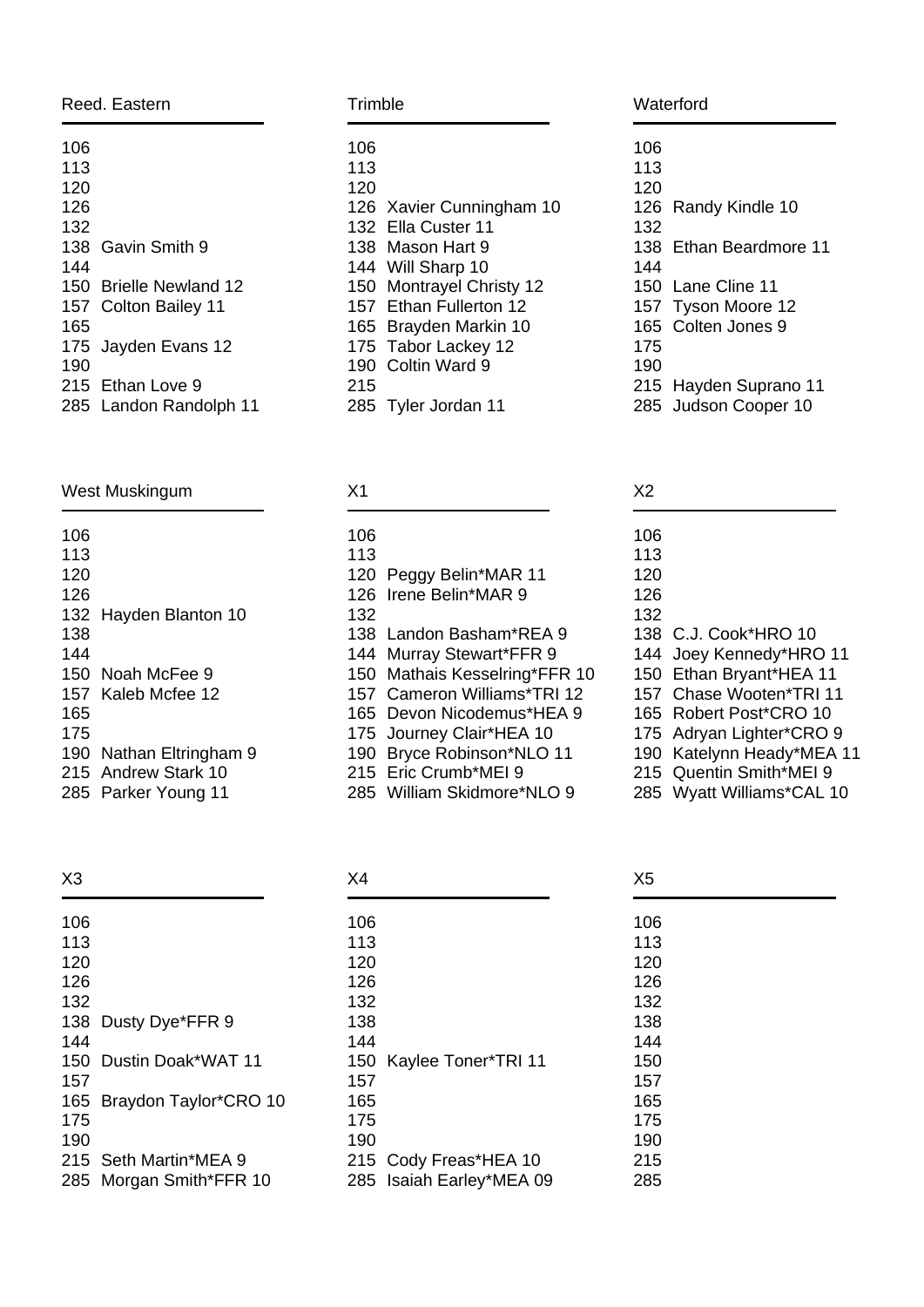## Reed. Eastern

| Weight | Wrestler |
|---|---|
| 106 | |
| 113 | |
| 120 | |
| 126 | |
| 132 | |
| 138 | Gavin Smith 9 |
| 144 | |
| 150 | Brielle Newland 12 |
| 157 | Colton Bailey 11 |
| 165 | |
| 175 | Jayden Evans 12 |
| 190 | |
| 215 | Ethan Love 9 |
| 285 | Landon Randolph 11 |

## Trimble

| Weight | Wrestler |
|---|---|
| 106 | |
| 113 | |
| 120 | |
| 126 | Xavier Cunningham 10 |
| 132 | Ella Custer 11 |
| 138 | Mason Hart 9 |
| 144 | Will Sharp 10 |
| 150 | Montrayel Christy 12 |
| 157 | Ethan Fullerton 12 |
| 165 | Brayden Markin 10 |
| 175 | Tabor Lackey 12 |
| 190 | Coltin Ward 9 |
| 215 | |
| 285 | Tyler Jordan 11 |

## Waterford

| Weight | Wrestler |
|---|---|
| 106 | |
| 113 | |
| 120 | |
| 126 | Randy Kindle 10 |
| 132 | |
| 138 | Ethan Beardmore 11 |
| 144 | |
| 150 | Lane Cline 11 |
| 157 | Tyson Moore 12 |
| 165 | Colten Jones 9 |
| 175 | |
| 190 | |
| 215 | Hayden Suprano 11 |
| 285 | Judson Cooper 10 |

## West Muskingum

| Weight | Wrestler |
|---|---|
| 106 | |
| 113 | |
| 120 | |
| 126 | |
| 132 | Hayden Blanton 10 |
| 138 | |
| 144 | |
| 150 | Noah McFee 9 |
| 157 | Kaleb Mcfee 12 |
| 165 | |
| 175 | |
| 190 | Nathan Eltringham 9 |
| 215 | Andrew Stark 10 |
| 285 | Parker Young 11 |

## X1

| Weight | Wrestler |
|---|---|
| 106 | |
| 113 | |
| 120 | Peggy Belin*MAR 11 |
| 126 | Irene Belin*MAR 9 |
| 132 | |
| 138 | Landon Basham*REA 9 |
| 144 | Murray Stewart*FFR 9 |
| 150 | Mathais Kesselring*FFR 10 |
| 157 | Cameron Williams*TRI 12 |
| 165 | Devon Nicodemus*HEA 9 |
| 175 | Journey Clair*HEA 10 |
| 190 | Bryce Robinson*NLO 11 |
| 215 | Eric Crumb*MEI 9 |
| 285 | William Skidmore*NLO 9 |

## X2

| Weight | Wrestler |
|---|---|
| 106 | |
| 113 | |
| 120 | |
| 126 | |
| 132 | |
| 138 | C.J. Cook*HRO 10 |
| 144 | Joey Kennedy*HRO 11 |
| 150 | Ethan Bryant*HEA 11 |
| 157 | Chase Wooten*TRI 11 |
| 165 | Robert Post*CRO 10 |
| 175 | Adryan Lighter*CRO 9 |
| 190 | Katelynn Heady*MEA 11 |
| 215 | Quentin Smith*MEI 9 |
| 285 | Wyatt Williams*CAL 10 |

## X3

| Weight | Wrestler |
|---|---|
| 106 | |
| 113 | |
| 120 | |
| 126 | |
| 132 | |
| 138 | Dusty Dye*FFR 9 |
| 144 | |
| 150 | Dustin Doak*WAT 11 |
| 157 | |
| 165 | Braydon Taylor*CRO 10 |
| 175 | |
| 190 | |
| 215 | Seth Martin*MEA 9 |
| 285 | Morgan Smith*FFR 10 |

## X4

| Weight | Wrestler |
|---|---|
| 106 | |
| 113 | |
| 120 | |
| 126 | |
| 132 | |
| 138 | |
| 144 | |
| 150 | Kaylee Toner*TRI 11 |
| 157 | |
| 165 | |
| 175 | |
| 190 | |
| 215 | Cody Freas*HEA 10 |
| 285 | Isaiah Earley*MEA 09 |

## X5

| Weight | Wrestler |
|---|---|
| 106 | |
| 113 | |
| 120 | |
| 126 | |
| 132 | |
| 138 | |
| 144 | |
| 150 | |
| 157 | |
| 165 | |
| 175 | |
| 190 | |
| 215 | |
| 285 | |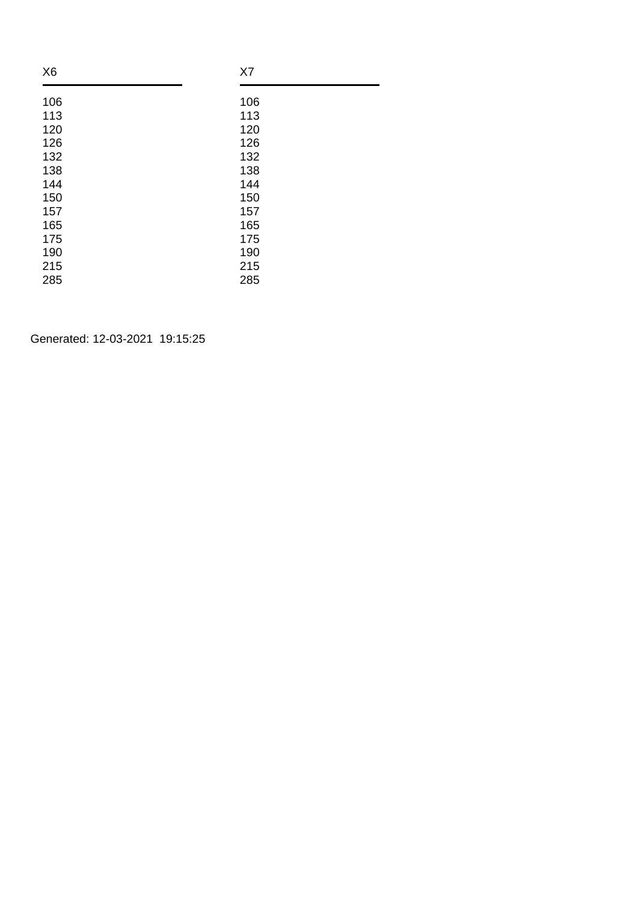| X6 | X7 |
|---|---|
| 106 | 106 |
| 113 | 113 |
| 120 | 120 |
| 126 | 126 |
| 132 | 132 |
| 138 | 138 |
| 144 | 144 |
| 150 | 150 |
| 157 | 157 |
| 165 | 165 |
| 175 | 175 |
| 190 | 190 |
| 215 | 215 |
| 285 | 285 |

Generated: 12-03-2021 19:15:25